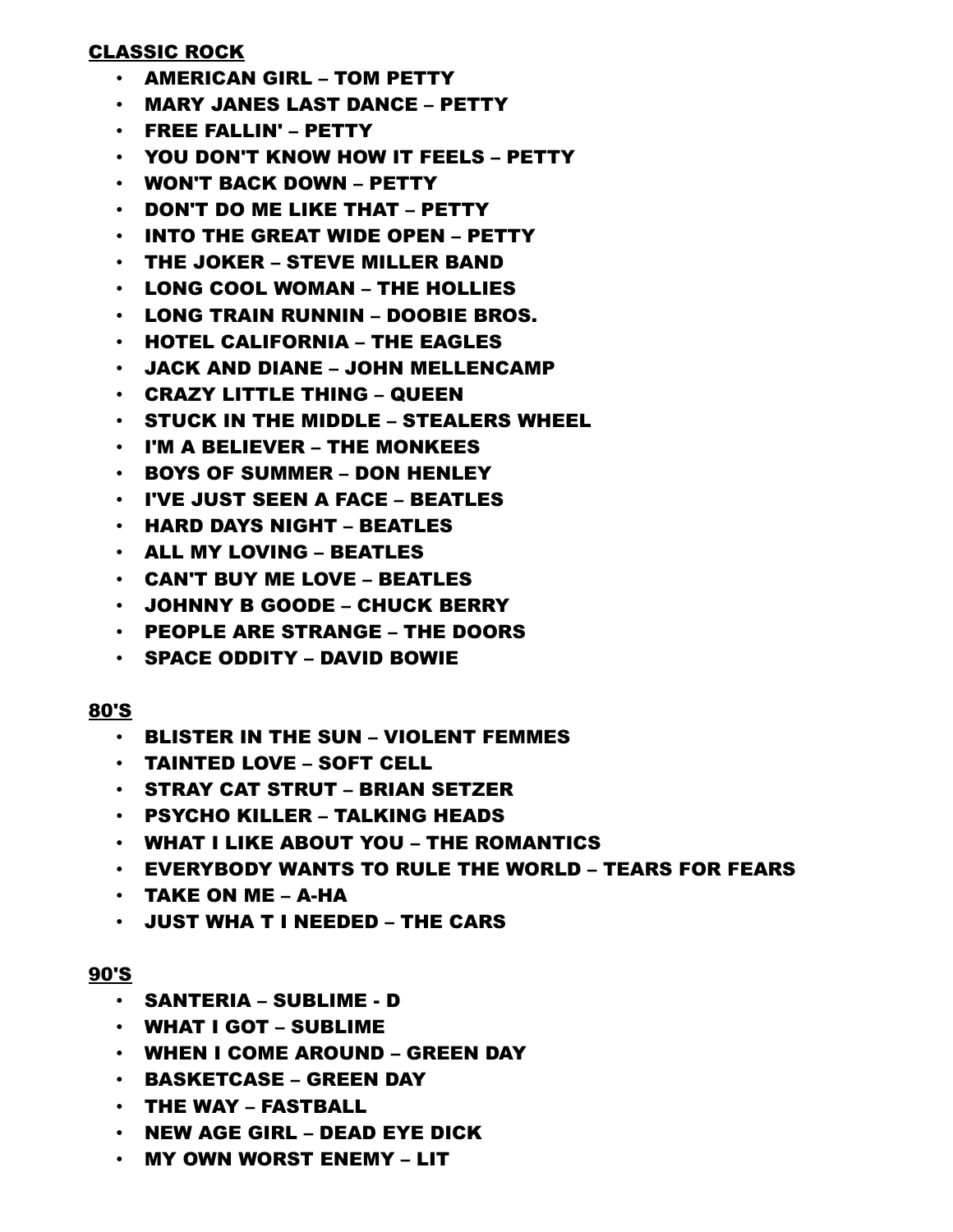## CLASSIC ROCK

- AMERICAN GIRL – TOM PETTY
- MARY JANES LAST DANCE – PETTY
- FREE FALLIN' – PETTY
- YOU DON'T KNOW HOW IT FEELS – PETTY
- WON'T BACK DOWN – PETTY
- DON'T DO ME LIKE THAT – PETTY
- INTO THE GREAT WIDE OPEN – PETTY
- THE JOKER – STEVE MILLER BAND
- LONG COOL WOMAN – THE HOLLIES
- LONG TRAIN RUNNIN – DOOBIE BROS.
- HOTEL CALIFORNIA – THE EAGLES
- JACK AND DIANE – JOHN MELLENCAMP
- CRAZY LITTLE THING – QUEEN
- STUCK IN THE MIDDLE – STEALERS WHEEL
- I'M A BELIEVER – THE MONKEES
- BOYS OF SUMMER – DON HENLEY
- I'VE JUST SEEN A FACE – BEATLES
- HARD DAYS NIGHT – BEATLES
- ALL MY LOVING – BEATLES
- CAN'T BUY ME LOVE – BEATLES
- JOHNNY B GOODE – CHUCK BERRY
- PEOPLE ARE STRANGE – THE DOORS
- SPACE ODDITY – DAVID BOWIE

## 80'S

- BLISTER IN THE SUN – VIOLENT FEMMES
- TAINTED LOVE – SOFT CELL
- STRAY CAT STRUT – BRIAN SETZER
- PSYCHO KILLER – TALKING HEADS
- WHAT I LIKE ABOUT YOU – THE ROMANTICS
- EVERYBODY WANTS TO RULE THE WORLD – TEARS FOR FEARS
- TAKE ON ME – A-HA
- JUST WHA T I NEEDED – THE CARS

## 90'S

- SANTERIA – SUBLIME - D
- WHAT I GOT – SUBLIME
- WHEN I COME AROUND – GREEN DAY
- BASKETCASE – GREEN DAY
- THE WAY – FASTBALL
- NEW AGE GIRL – DEAD EYE DICK
- MY OWN WORST ENEMY – LIT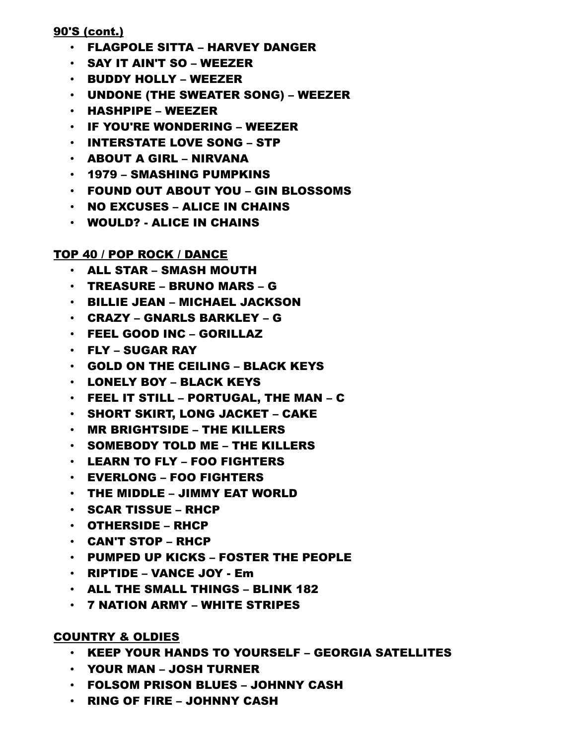**90'S (cont.)**

- FLAGPOLE SITTA – HARVEY DANGER
- SAY IT AIN'T SO – WEEZER
- BUDDY HOLLY – WEEZER
- UNDONE (THE SWEATER SONG) – WEEZER
- HASHPIPE – WEEZER
- IF YOU'RE WONDERING – WEEZER
- INTERSTATE LOVE SONG – STP
- ABOUT A GIRL – NIRVANA
- 1979 – SMASHING PUMPKINS
- FOUND OUT ABOUT YOU – GIN BLOSSOMS
- NO EXCUSES – ALICE IN CHAINS
- WOULD? - ALICE IN CHAINS

**TOP 40 / POP ROCK / DANCE**

- ALL STAR – SMASH MOUTH
- TREASURE – BRUNO MARS – G
- BILLIE JEAN – MICHAEL JACKSON
- CRAZY – GNARLS BARKLEY – G
- FEEL GOOD INC – GORILLAZ
- FLY – SUGAR RAY
- GOLD ON THE CEILING – BLACK KEYS
- LONELY BOY – BLACK KEYS
- FEEL IT STILL – PORTUGAL, THE MAN – C
- SHORT SKIRT, LONG JACKET – CAKE
- MR BRIGHTSIDE – THE KILLERS
- SOMEBODY TOLD ME – THE KILLERS
- LEARN TO FLY – FOO FIGHTERS
- EVERLONG – FOO FIGHTERS
- THE MIDDLE – JIMMY EAT WORLD
- SCAR TISSUE – RHCP
- OTHERSIDE – RHCP
- CAN'T STOP – RHCP
- PUMPED UP KICKS – FOSTER THE PEOPLE
- RIPTIDE – VANCE JOY - Em
- ALL THE SMALL THINGS – BLINK 182
- 7 NATION ARMY – WHITE STRIPES

**COUNTRY & OLDIES**

- KEEP YOUR HANDS TO YOURSELF – GEORGIA SATELLITES
- YOUR MAN – JOSH TURNER
- FOLSOM PRISON BLUES – JOHNNY CASH
- RING OF FIRE – JOHNNY CASH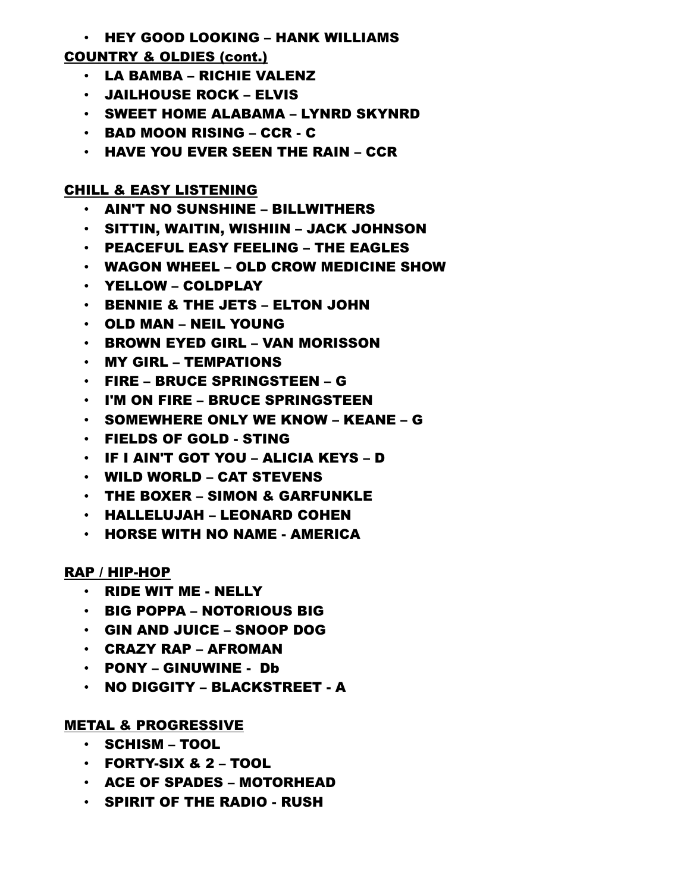- HEY GOOD LOOKING – HANK WILLIAMS

## COUNTRY & OLDIES (cont.)

- LA BAMBA – RICHIE VALENZ
- JAILHOUSE ROCK – ELVIS
- SWEET HOME ALABAMA – LYNRD SKYNRD
- BAD MOON RISING – CCR - C
- HAVE YOU EVER SEEN THE RAIN – CCR

## CHILL & EASY LISTENING

- AIN'T NO SUNSHINE – BILLWITHERS
- SITTIN, WAITIN, WISHIIN – JACK JOHNSON
- PEACEFUL EASY FEELING – THE EAGLES
- WAGON WHEEL – OLD CROW MEDICINE SHOW
- YELLOW – COLDPLAY
- BENNIE & THE JETS – ELTON JOHN
- OLD MAN – NEIL YOUNG
- BROWN EYED GIRL – VAN MORISSON
- MY GIRL – TEMPATIONS
- FIRE – BRUCE SPRINGSTEEN – G
- I'M ON FIRE – BRUCE SPRINGSTEEN
- SOMEWHERE ONLY WE KNOW – KEANE – G
- FIELDS OF GOLD - STING
- IF I AIN'T GOT YOU – ALICIA KEYS – D
- WILD WORLD – CAT STEVENS
- THE BOXER – SIMON & GARFUNKLE
- HALLELUJAH – LEONARD COHEN
- HORSE WITH NO NAME - AMERICA

## RAP / HIP-HOP

- RIDE WIT ME - NELLY
- BIG POPPA – NOTORIOUS BIG
- GIN AND JUICE – SNOOP DOG
- CRAZY RAP – AFROMAN
- PONY – GINUWINE - Db
- NO DIGGITY – BLACKSTREET - A

## METAL & PROGRESSIVE

- SCHISM – TOOL
- FORTY-SIX & 2 – TOOL
- ACE OF SPADES – MOTORHEAD
- SPIRIT OF THE RADIO - RUSH